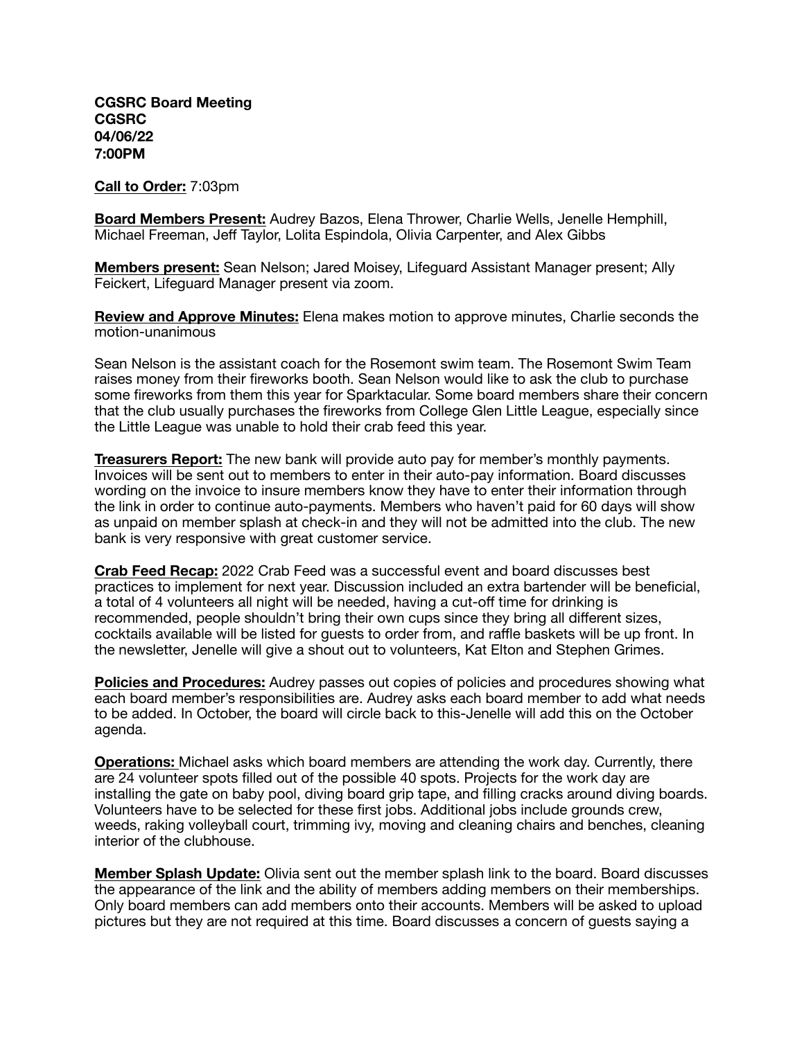**CGSRC Board Meeting**
**CGSRC**
**04/06/22**
**7:00PM**

**Call to Order:** 7:03pm

**Board Members Present:** Audrey Bazos, Elena Thrower, Charlie Wells, Jenelle Hemphill, Michael Freeman, Jeff Taylor, Lolita Espindola, Olivia Carpenter, and Alex Gibbs

**Members present:** Sean Nelson; Jared Moisey, Lifeguard Assistant Manager present; Ally Feickert, Lifeguard Manager present via zoom.

**Review and Approve Minutes:** Elena makes motion to approve minutes, Charlie seconds the motion-unanimous

Sean Nelson is the assistant coach for the Rosemont swim team. The Rosemont Swim Team raises money from their fireworks booth. Sean Nelson would like to ask the club to purchase some fireworks from them this year for Sparktacular. Some board members share their concern that the club usually purchases the fireworks from College Glen Little League, especially since the Little League was unable to hold their crab feed this year.

**Treasurers Report:** The new bank will provide auto pay for member's monthly payments. Invoices will be sent out to members to enter in their auto-pay information. Board discusses wording on the invoice to insure members know they have to enter their information through the link in order to continue auto-payments. Members who haven't paid for 60 days will show as unpaid on member splash at check-in and they will not be admitted into the club. The new bank is very responsive with great customer service.

**Crab Feed Recap:** 2022 Crab Feed was a successful event and board discusses best practices to implement for next year. Discussion included an extra bartender will be beneficial, a total of 4 volunteers all night will be needed, having a cut-off time for drinking is recommended, people shouldn't bring their own cups since they bring all different sizes, cocktails available will be listed for guests to order from, and raffle baskets will be up front. In the newsletter, Jenelle will give a shout out to volunteers, Kat Elton and Stephen Grimes.

**Policies and Procedures:** Audrey passes out copies of policies and procedures showing what each board member's responsibilities are. Audrey asks each board member to add what needs to be added. In October, the board will circle back to this-Jenelle will add this on the October agenda.

**Operations:** Michael asks which board members are attending the work day. Currently, there are 24 volunteer spots filled out of the possible 40 spots. Projects for the work day are installing the gate on baby pool, diving board grip tape, and filling cracks around diving boards. Volunteers have to be selected for these first jobs. Additional jobs include grounds crew, weeds, raking volleyball court, trimming ivy, moving and cleaning chairs and benches, cleaning interior of the clubhouse.

**Member Splash Update:** Olivia sent out the member splash link to the board. Board discusses the appearance of the link and the ability of members adding members on their memberships. Only board members can add members onto their accounts. Members will be asked to upload pictures but they are not required at this time. Board discusses a concern of guests saying a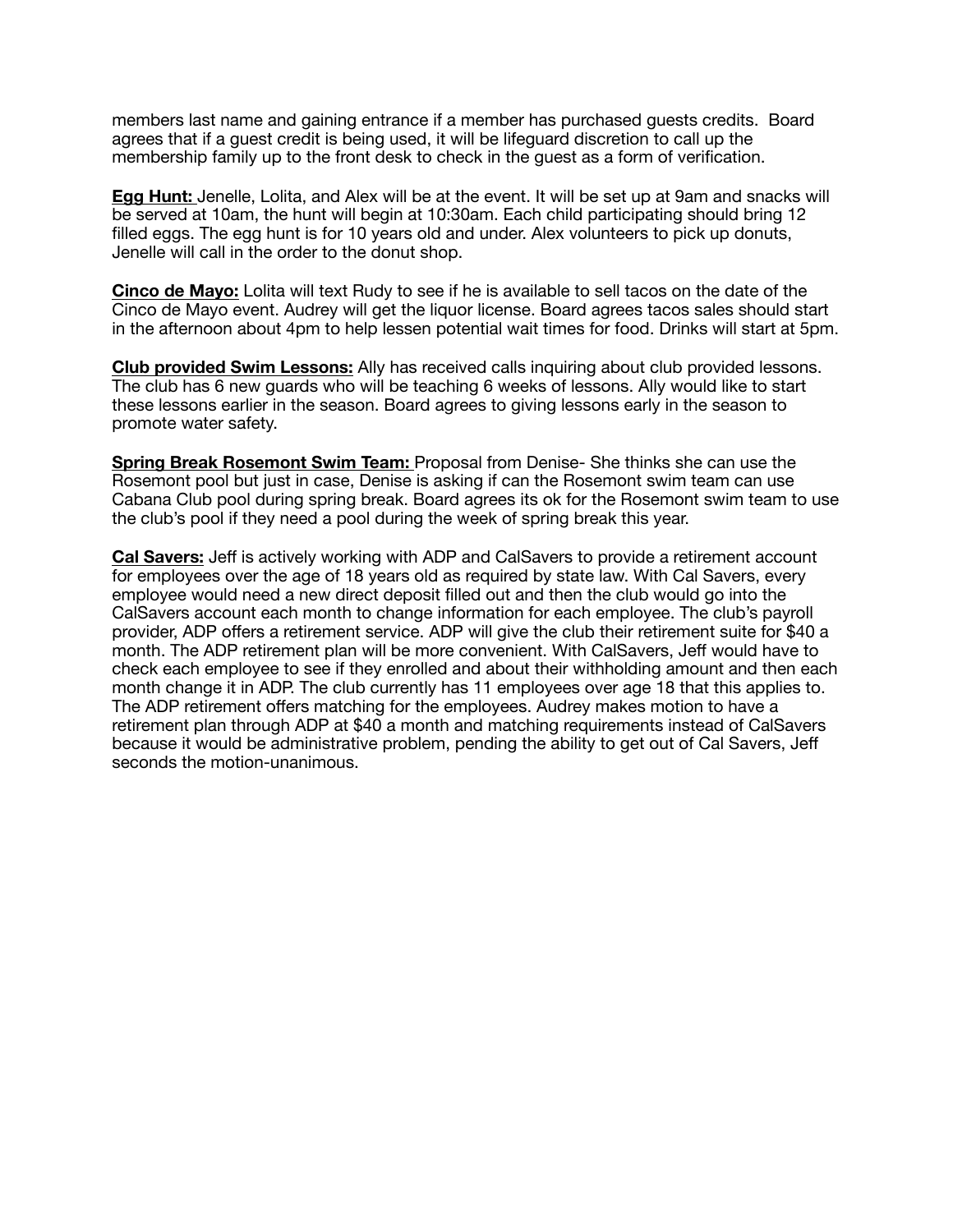members last name and gaining entrance if a member has purchased guests credits. Board agrees that if a guest credit is being used, it will be lifeguard discretion to call up the membership family up to the front desk to check in the guest as a form of verification.

**Egg Hunt:** Jenelle, Lolita, and Alex will be at the event. It will be set up at 9am and snacks will be served at 10am, the hunt will begin at 10:30am. Each child participating should bring 12 filled eggs. The egg hunt is for 10 years old and under. Alex volunteers to pick up donuts, Jenelle will call in the order to the donut shop.

**Cinco de Mayo:** Lolita will text Rudy to see if he is available to sell tacos on the date of the Cinco de Mayo event. Audrey will get the liquor license. Board agrees tacos sales should start in the afternoon about 4pm to help lessen potential wait times for food. Drinks will start at 5pm.

**Club provided Swim Lessons:** Ally has received calls inquiring about club provided lessons. The club has 6 new guards who will be teaching 6 weeks of lessons. Ally would like to start these lessons earlier in the season. Board agrees to giving lessons early in the season to promote water safety.

**Spring Break Rosemont Swim Team:** Proposal from Denise- She thinks she can use the Rosemont pool but just in case, Denise is asking if can the Rosemont swim team can use Cabana Club pool during spring break. Board agrees its ok for the Rosemont swim team to use the club's pool if they need a pool during the week of spring break this year.

**Cal Savers:** Jeff is actively working with ADP and CalSavers to provide a retirement account for employees over the age of 18 years old as required by state law. With Cal Savers, every employee would need a new direct deposit filled out and then the club would go into the CalSavers account each month to change information for each employee. The club's payroll provider, ADP offers a retirement service. ADP will give the club their retirement suite for $40 a month. The ADP retirement plan will be more convenient. With CalSavers, Jeff would have to check each employee to see if they enrolled and about their withholding amount and then each month change it in ADP. The club currently has 11 employees over age 18 that this applies to. The ADP retirement offers matching for the employees. Audrey makes motion to have a retirement plan through ADP at $40 a month and matching requirements instead of CalSavers because it would be administrative problem, pending the ability to get out of Cal Savers, Jeff seconds the motion-unanimous.